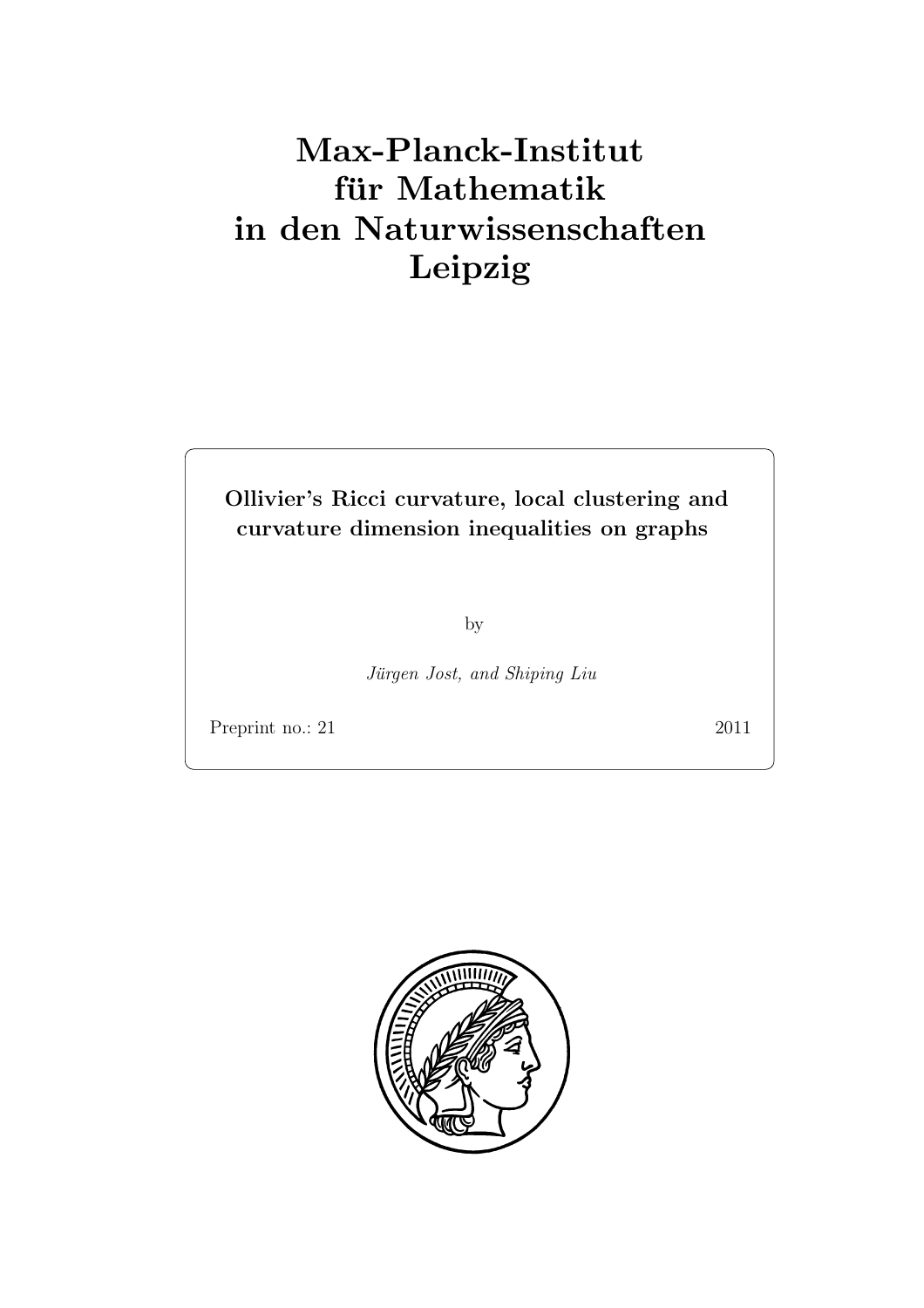# Max-Planck-Institut für Mathematik in den Naturwissenschaften Leipzig

**Ollivier's Ricci curvature, local clustering and curvature dimension inequalities on graphs**

by

*Jürgen Jost, and Shiping Liu*

Preprint no.: 21 2011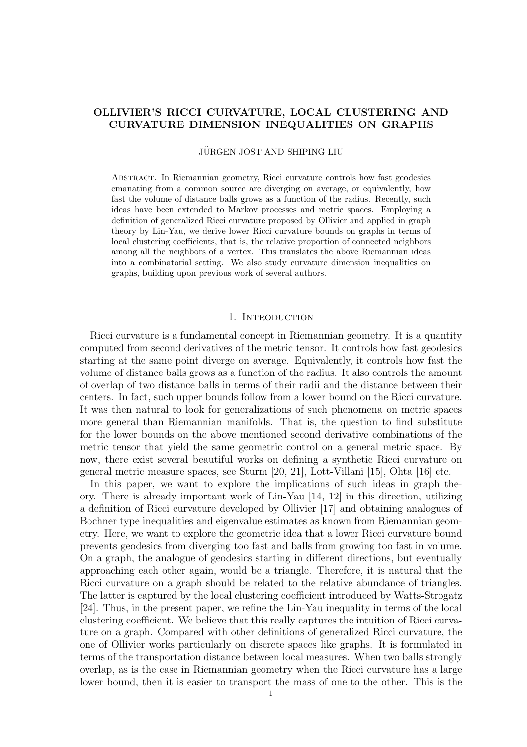# OLLIVIER'S RICCI CURVATURE, LOCAL CLUSTERING AND CURVATURE DIMENSION INEQUALITIES ON GRAPHS

JÜRGEN JOST AND SHIPING LIU

Abstract. In Riemannian geometry, Ricci curvature controls how fast geodesics emanating from a common source are diverging on average, or equivalently, how fast the volume of distance balls grows as a function of the radius. Recently, such ideas have been extended to Markov processes and metric spaces. Employing a definition of generalized Ricci curvature proposed by Ollivier and applied in graph theory by Lin-Yau, we derive lower Ricci curvature bounds on graphs in terms of local clustering coefficients, that is, the relative proportion of connected neighbors among all the neighbors of a vertex. This translates the above Riemannian ideas into a combinatorial setting. We also study curvature dimension inequalities on graphs, building upon previous work of several authors.

## 1. Introduction

Ricci curvature is a fundamental concept in Riemannian geometry. It is a quantity computed from second derivatives of the metric tensor. It controls how fast geodesics starting at the same point diverge on average. Equivalently, it controls how fast the volume of distance balls grows as a function of the radius. It also controls the amount of overlap of two distance balls in terms of their radii and the distance between their centers. In fact, such upper bounds follow from a lower bound on the Ricci curvature. It was then natural to look for generalizations of such phenomena on metric spaces more general than Riemannian manifolds. That is, the question to find substitute for the lower bounds on the above mentioned second derivative combinations of the metric tensor that yield the same geometric control on a general metric space. By now, there exist several beautiful works on defining a synthetic Ricci curvature on general metric measure spaces, see Sturm [20, 21], Lott-Villani [15], Ohta [16] etc.

In this paper, we want to explore the implications of such ideas in graph theory. There is already important work of Lin-Yau [14, 12] in this direction, utilizing a definition of Ricci curvature developed by Ollivier [17] and obtaining analogues of Bochner type inequalities and eigenvalue estimates as known from Riemannian geometry. Here, we want to explore the geometric idea that a lower Ricci curvature bound prevents geodesics from diverging too fast and balls from growing too fast in volume. On a graph, the analogue of geodesics starting in different directions, but eventually approaching each other again, would be a triangle. Therefore, it is natural that the Ricci curvature on a graph should be related to the relative abundance of triangles. The latter is captured by the local clustering coefficient introduced by Watts-Strogatz [24]. Thus, in the present paper, we refine the Lin-Yau inequality in terms of the local clustering coefficient. We believe that this really captures the intuition of Ricci curvature on a graph. Compared with other definitions of generalized Ricci curvature, the one of Ollivier works particularly on discrete spaces like graphs. It is formulated in terms of the transportation distance between local measures. When two balls strongly overlap, as is the case in Riemannian geometry when the Ricci curvature has a large lower bound, then it is easier to transport the mass of one to the other. This is the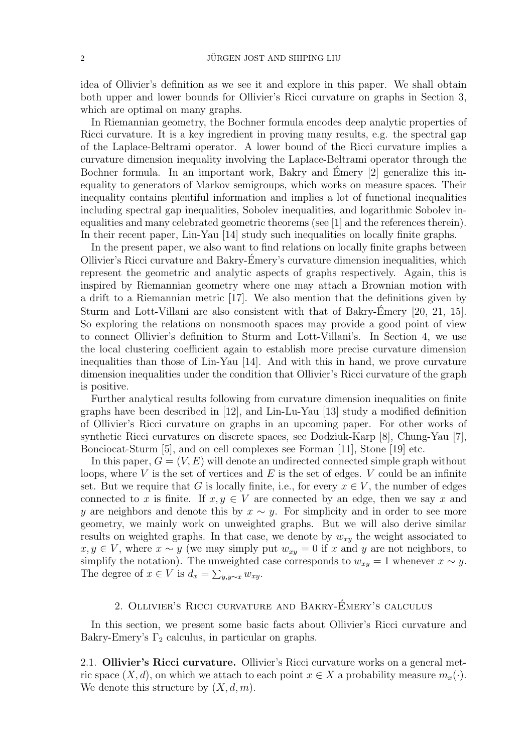idea of Ollivier's definition as we see it and explore in this paper. We shall obtain both upper and lower bounds for Ollivier's Ricci curvature on graphs in Section 3, which are optimal on many graphs.

In Riemannian geometry, the Bochner formula encodes deep analytic properties of Ricci curvature. It is a key ingredient in proving many results, e.g. the spectral gap of the Laplace-Beltrami operator. A lower bound of the Ricci curvature implies a curvature dimension inequality involving the Laplace-Beltrami operator through the Bochner formula. In an important work, Bakry and Émery [2] generalize this inequality to generators of Markov semigroups, which works on measure spaces. Their inequality contains plentiful information and implies a lot of functional inequalities including spectral gap inequalities, Sobolev inequalities, and logarithmic Sobolev inequalities and many celebrated geometric theorems (see [1] and the references therein). In their recent paper, Lin-Yau [14] study such inequalities on locally finite graphs.

In the present paper, we also want to find relations on locally finite graphs between Ollivier's Ricci curvature and Bakry-Émery's curvature dimension inequalities, which represent the geometric and analytic aspects of graphs respectively. Again, this is inspired by Riemannian geometry where one may attach a Brownian motion with a drift to a Riemannian metric [17]. We also mention that the definitions given by Sturm and Lott-Villani are also consistent with that of Bakry-Émery [20, 21, 15]. So exploring the relations on nonsmooth spaces may provide a good point of view to connect Ollivier's definition to Sturm and Lott-Villani's. In Section 4, we use the local clustering coefficient again to establish more precise curvature dimension inequalities than those of Lin-Yau [14]. And with this in hand, we prove curvature dimension inequalities under the condition that Ollivier's Ricci curvature of the graph is positive.

Further analytical results following from curvature dimension inequalities on finite graphs have been described in [12], and Lin-Lu-Yau [13] study a modified definition of Ollivier's Ricci curvature on graphs in an upcoming paper. For other works of synthetic Ricci curvatures on discrete spaces, see Dodziuk-Karp [8], Chung-Yau [7], Bonciocat-Sturm [5], and on cell complexes see Forman [11], Stone [19] etc.

In this paper, $G = (V, E)$ will denote an undirected connected simple graph without loops, where $V$ is the set of vertices and $E$ is the set of edges. $V$ could be an infinite set. But we require that $G$ is locally finite, i.e., for every $x \in V$, the number of edges connected to $x$ is finite. If $x, y \in V$ are connected by an edge, then we say $x$ and $y$ are neighbors and denote this by $x \sim y$. For simplicity and in order to see more geometry, we mainly work on unweighted graphs. But we will also derive similar results on weighted graphs. In that case, we denote by $w_{xy}$ the weight associated to $x, y \in V$, where $x \sim y$ (we may simply put $w_{xy} = 0$ if $x$ and $y$ are not neighbors, to simplify the notation). The unweighted case corresponds to $w_{xy} = 1$ whenever $x \sim y$. The degree of $x \in V$ is $d_x = \sum_{y, y \sim x} w_{xy}$.

## 2. Ollivier's Ricci curvature and Bakry-Émery's calculus

In this section, we present some basic facts about Ollivier's Ricci curvature and Bakry-Emery's $\Gamma_2$ calculus, in particular on graphs.

### 2.1. Ollivier's Ricci curvature.

Ollivier's Ricci curvature works on a general metric space $(X, d)$, on which we attach to each point $x \in X$ a probability measure $m_x(\cdot)$. We denote this structure by $(X, d, m)$.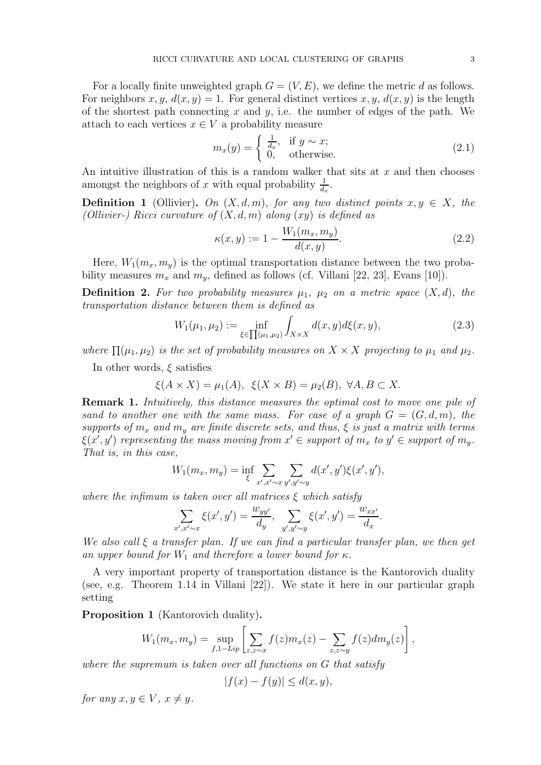For a locally finite unweighted graph $G = (V, E)$, we define the metric $d$ as follows. For neighbors $x, y$, $d(x, y) = 1$. For general distinct vertices $x, y$, $d(x, y)$ is the length of the shortest path connecting $x$ and $y$, i.e. the number of edges of the path. We attach to each vertices $x \in V$ a probability measure

$$m_x(y) = \begin{cases} \frac{1}{d_x}, & \text{if } y \sim x; \\ 0, & \text{otherwise.} \end{cases} \tag{2.1}$$

An intuitive illustration of this is a random walker that sits at $x$ and then chooses amongst the neighbors of $x$ with equal probability $\frac{1}{d_x}$.

**Definition 1** (Ollivier)**.** *On $(X, d, m)$, for any two distinct points $x, y \in X$, the (Ollivier-) Ricci curvature of $(X, d, m)$ along $(xy)$ is defined as*

$$\kappa(x, y) := 1 - \frac{W_1(m_x, m_y)}{d(x, y)}. \tag{2.2}$$

Here, $W_1(m_x, m_y)$ is the optimal transportation distance between the two probability measures $m_x$ and $m_y$, defined as follows (cf. Villani [22, 23], Evans [10]).

**Definition 2.** *For two probability measures $\mu_1$, $\mu_2$ on a metric space $(X, d)$, the transportation distance between them is defined as*

$$W_1(\mu_1, \mu_2) := \inf_{\xi \in \prod(\mu_1, \mu_2)} \int_{X \times X} d(x, y) d\xi(x, y), \tag{2.3}$$

*where $\prod(\mu_1, \mu_2)$ is the set of probability measures on $X \times X$ projecting to $\mu_1$ and $\mu_2$.*

In other words, $\xi$ satisfies

$$\xi(A \times X) = \mu_1(A), \;\; \xi(X \times B) = \mu_2(B), \;\; \forall A, B \subset X.$$

**Remark 1.** *Intuitively, this distance measures the optimal cost to move one pile of sand to another one with the same mass. For case of a graph $G = (G, d, m)$, the supports of $m_x$ and $m_y$ are finite discrete sets, and thus, $\xi$ is just a matrix with terms $\xi(x', y')$ representing the mass moving from $x' \in$ support of $m_x$ to $y' \in$ support of $m_y$. That is, in this case,*

$$W_1(m_x, m_y) = \inf_{\xi} \sum_{x', x' \sim x} \sum_{y', y' \sim y} d(x', y') \xi(x', y'),$$

*where the infimum is taken over all matrices $\xi$ which satisfy*

$$\sum_{x', x' \sim x} \xi(x', y') = \frac{w_{yy'}}{d_y}, \;\; \sum_{y', y' \sim y} \xi(x', y') = \frac{w_{xx'}}{d_x}.$$

*We also call $\xi$ a transfer plan. If we can find a particular transfer plan, we then get an upper bound for $W_1$ and therefore a lower bound for $\kappa$.*

A very important property of transportation distance is the Kantorovich duality (see, e.g. Theorem 1.14 in Villani [22]). We state it here in our particular graph setting

**Proposition 1** (Kantorovich duality)**.**

$$W_1(m_x, m_y) = \sup_{f, 1-Lip} \left[ \sum_{z, z \sim x} f(z) m_x(z) - \sum_{z, z \sim y} f(z) d m_y(z) \right],$$

*where the supremum is taken over all functions on $G$ that satisfy*

$$|f(x) - f(y)| \leq d(x, y),$$

*for any $x, y \in V$, $x \neq y$.*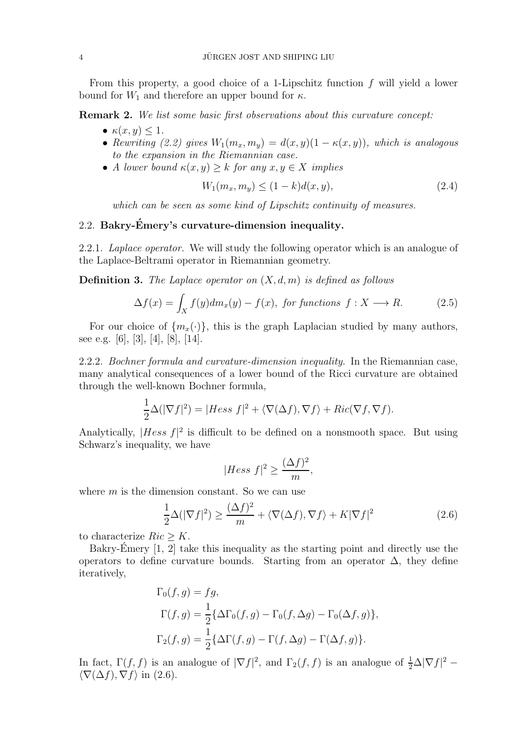From this property, a good choice of a 1-Lipschitz function $f$ will yield a lower bound for $W_1$ and therefore an upper bound for $\kappa$.

**Remark 2.** *We list some basic first observations about this curvature concept:*

- $\kappa(x, y) \leq 1$.
- *Rewriting (2.2) gives* $W_1(m_x, m_y) = d(x, y)(1 - \kappa(x, y))$*, which is analogous to the expansion in the Riemannian case.*
- *A lower bound* $\kappa(x, y) \geq k$ *for any* $x, y \in X$ *implies*

$$W_1(m_x, m_y) \leq (1 - k)d(x, y), \tag{2.4}$$

*which can be seen as some kind of Lipschitz continuity of measures.*

## 2.2. Bakry-Émery's curvature-dimension inequality.

2.2.1. *Laplace operator.* We will study the following operator which is an analogue of the Laplace-Beltrami operator in Riemannian geometry.

**Definition 3.** *The Laplace operator on* $(X, d, m)$ *is defined as follows*

$$\Delta f(x) = \int_X f(y) dm_x(y) - f(x), \text{ for functions } f : X \longrightarrow R. \tag{2.5}$$

For our choice of $\{m_x(\cdot)\}$, this is the graph Laplacian studied by many authors, see e.g. [6], [3], [4], [8], [14].

2.2.2. *Bochner formula and curvature-dimension inequality.* In the Riemannian case, many analytical consequences of a lower bound of the Ricci curvature are obtained through the well-known Bochner formula,

$$\frac{1}{2}\Delta(|\nabla f|^2) = |Hess\ f|^2 + \langle \nabla(\Delta f), \nabla f \rangle + Ric(\nabla f, \nabla f).$$

Analytically, $|Hess\ f|^2$ is difficult to be defined on a nonsmooth space. But using Schwarz's inequality, we have

$$|Hess\ f|^2 \geq \frac{(\Delta f)^2}{m},$$

where $m$ is the dimension constant. So we can use

$$\frac{1}{2}\Delta(|\nabla f|^2) \geq \frac{(\Delta f)^2}{m} + \langle \nabla(\Delta f), \nabla f \rangle + K|\nabla f|^2 \tag{2.6}$$

to characterize $Ric \geq K$.

Bakry-Émery [1, 2] take this inequality as the starting point and directly use the operators to define curvature bounds. Starting from an operator $\Delta$, they define iteratively,

$$\begin{aligned}
\Gamma_0(f, g) &= fg, \\
\Gamma(f, g) &= \frac{1}{2}\{\Delta\Gamma_0(f, g) - \Gamma_0(f, \Delta g) - \Gamma_0(\Delta f, g)\}, \\
\Gamma_2(f, g) &= \frac{1}{2}\{\Delta\Gamma(f, g) - \Gamma(f, \Delta g) - \Gamma(\Delta f, g)\}.
\end{aligned}$$

In fact, $\Gamma(f, f)$ is an analogue of $|\nabla f|^2$, and $\Gamma_2(f, f)$ is an analogue of $\frac{1}{2}\Delta|\nabla f|^2 - \langle \nabla(\Delta f), \nabla f \rangle$ in (2.6).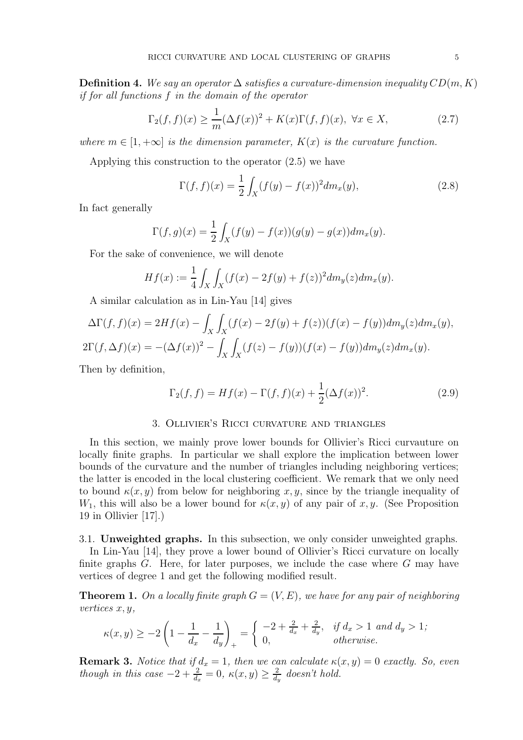**Definition 4.** *We say an operator $\Delta$ satisfies a curvature-dimension inequality $CD(m, K)$ if for all functions $f$ in the domain of the operator*

$$\Gamma_2(f,f)(x) \geq \frac{1}{m}(\Delta f(x))^2 + K(x)\Gamma(f,f)(x), \ \forall x \in X, \tag{2.7}$$

*where $m \in [1, +\infty]$ is the dimension parameter, $K(x)$ is the curvature function.*

Applying this construction to the operator (2.5) we have

$$\Gamma(f,f)(x) = \frac{1}{2}\int_X (f(y) - f(x))^2 dm_x(y), \tag{2.8}$$

In fact generally

$$\Gamma(f,g)(x) = \frac{1}{2}\int_X (f(y) - f(x))(g(y) - g(x)) dm_x(y).$$

For the sake of convenience, we will denote

$$Hf(x) := \frac{1}{4}\int_X \int_X (f(x) - 2f(y) + f(z))^2 dm_y(z) dm_x(y).$$

A similar calculation as in Lin-Yau [14] gives

$$\Delta\Gamma(f,f)(x) = 2Hf(x) - \int_X \int_X (f(x) - 2f(y) + f(z))(f(x) - f(y)) dm_y(z) dm_x(y),$$

$$2\Gamma(f, \Delta f)(x) = -(\Delta f(x))^2 - \int_X \int_X (f(z) - f(y))(f(x) - f(y)) dm_y(z) dm_x(y).$$

Then by definition,

$$\Gamma_2(f,f) = Hf(x) - \Gamma(f,f)(x) + \frac{1}{2}(\Delta f(x))^2. \tag{2.9}$$

## 3. Ollivier's Ricci curvature and triangles

In this section, we mainly prove lower bounds for Ollivier's Ricci curvauture on locally finite graphs. In particular we shall explore the implication between lower bounds of the curvature and the number of triangles including neighboring vertices; the latter is encoded in the local clustering coefficient. We remark that we only need to bound $\kappa(x, y)$ from below for neighboring $x, y$, since by the triangle inequality of $W_1$, this will also be a lower bound for $\kappa(x, y)$ of any pair of $x, y$. (See Proposition 19 in Ollivier [17].)

### 3.1. Unweighted graphs.

In this subsection, we only consider unweighted graphs.

In Lin-Yau [14], they prove a lower bound of Ollivier's Ricci curvature on locally finite graphs $G$. Here, for later purposes, we include the case where $G$ may have vertices of degree 1 and get the following modified result.

**Theorem 1.** *On a locally finite graph $G = (V, E)$, we have for any pair of neighboring vertices $x, y$,*

$$\kappa(x,y) \geq -2\left(1 - \frac{1}{d_x} - \frac{1}{d_y}\right)_+ = \begin{cases} -2 + \frac{2}{d_x} + \frac{2}{d_y}, & \text{if } d_x > 1 \text{ and } d_y > 1; \\ 0, & \text{otherwise.} \end{cases}$$

**Remark 3.** *Notice that if $d_x = 1$, then we can calculate $\kappa(x, y) = 0$ exactly. So, even though in this case $-2 + \frac{2}{d_x} = 0$, $\kappa(x, y) \geq \frac{2}{d_y}$ doesn't hold.*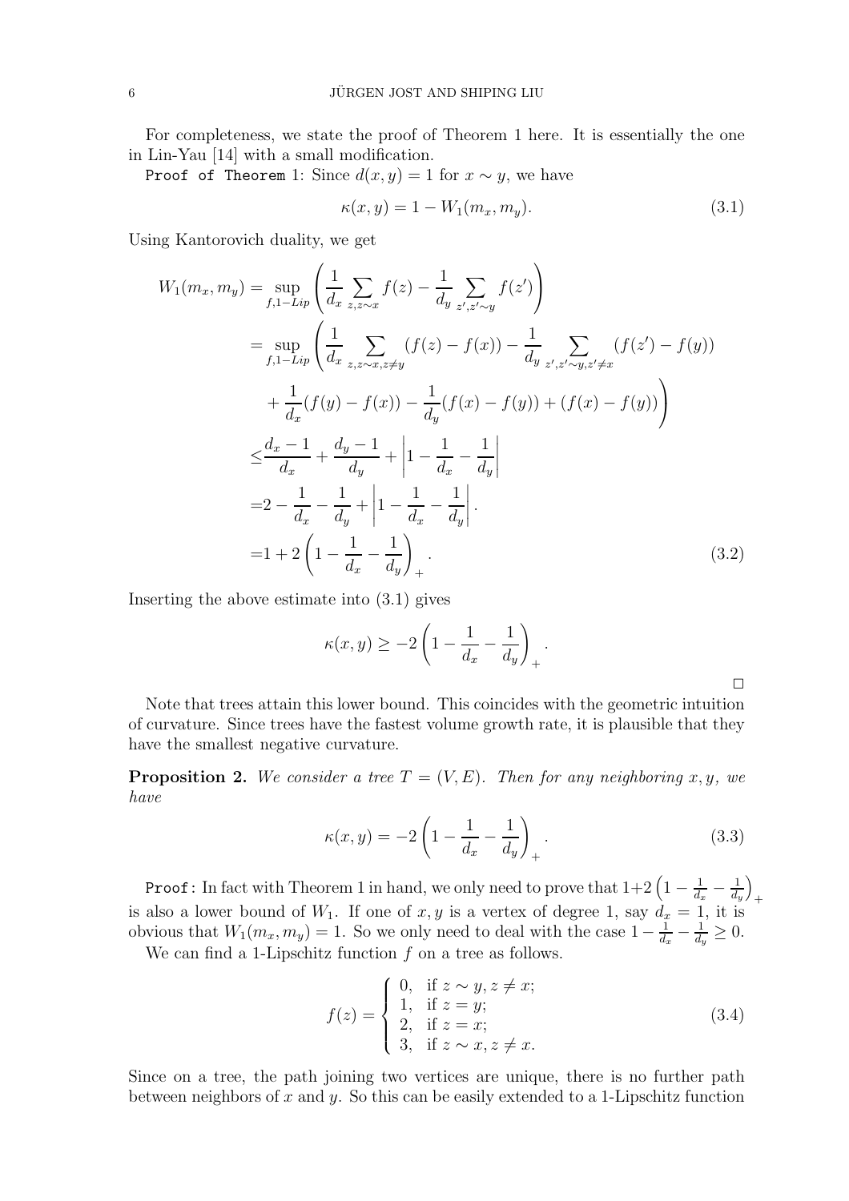For completeness, we state the proof of Theorem 1 here. It is essentially the one in Lin-Yau [14] with a small modification.

`Proof of Theorem` 1: Since $d(x,y) = 1$ for $x \sim y$, we have

$$\kappa(x,y) = 1 - W_1(m_x, m_y). \tag{3.1}$$

Using Kantorovich duality, we get

$$\begin{aligned}
W_1(m_x, m_y) &= \sup_{f, 1-Lip} \left( \frac{1}{d_x} \sum_{z, z \sim x} f(z) - \frac{1}{d_y} \sum_{z', z' \sim y} f(z') \right) \\
&= \sup_{f, 1-Lip} \left( \frac{1}{d_x} \sum_{z, z \sim x, z \neq y} (f(z) - f(x)) - \frac{1}{d_y} \sum_{z', z' \sim y, z' \neq x} (f(z') - f(y)) \right. \\
&\quad \left. + \frac{1}{d_x}(f(y) - f(x)) - \frac{1}{d_y}(f(x) - f(y)) + (f(x) - f(y)) \right) \\
&\leq \frac{d_x - 1}{d_x} + \frac{d_y - 1}{d_y} + \left| 1 - \frac{1}{d_x} - \frac{1}{d_y} \right| \\
&= 2 - \frac{1}{d_x} - \frac{1}{d_y} + \left| 1 - \frac{1}{d_x} - \frac{1}{d_y} \right|. \\
&= 1 + 2 \left( 1 - \frac{1}{d_x} - \frac{1}{d_y} \right)_+.
\end{aligned} \tag{3.2}$$

Inserting the above estimate into (3.1) gives

$$\kappa(x,y) \geq -2 \left( 1 - \frac{1}{d_x} - \frac{1}{d_y} \right)_+.$$

□

Note that trees attain this lower bound. This coincides with the geometric intuition of curvature. Since trees have the fastest volume growth rate, it is plausible that they have the smallest negative curvature.

**Proposition 2.** *We consider a tree $T = (V, E)$. Then for any neighboring $x, y$, we have*

$$\kappa(x,y) = -2 \left( 1 - \frac{1}{d_x} - \frac{1}{d_y} \right)_+. \tag{3.3}$$

`Proof:` In fact with Theorem 1 in hand, we only need to prove that $1 + 2\left(1 - \frac{1}{d_x} - \frac{1}{d_y}\right)_+$ is also a lower bound of $W_1$. If one of $x, y$ is a vertex of degree 1, say $d_x = 1$, it is obvious that $W_1(m_x, m_y) = 1$. So we only need to deal with the case $1 - \frac{1}{d_x} - \frac{1}{d_y} \geq 0$.

We can find a 1-Lipschitz function $f$ on a tree as follows.

$$f(z) = \begin{cases} 0, & \text{if } z \sim y, z \neq x; \\ 1, & \text{if } z = y; \\ 2, & \text{if } z = x; \\ 3, & \text{if } z \sim x, z \neq x. \end{cases} \tag{3.4}$$

Since on a tree, the path joining two vertices are unique, there is no further path between neighbors of $x$ and $y$. So this can be easily extended to a 1-Lipschitz function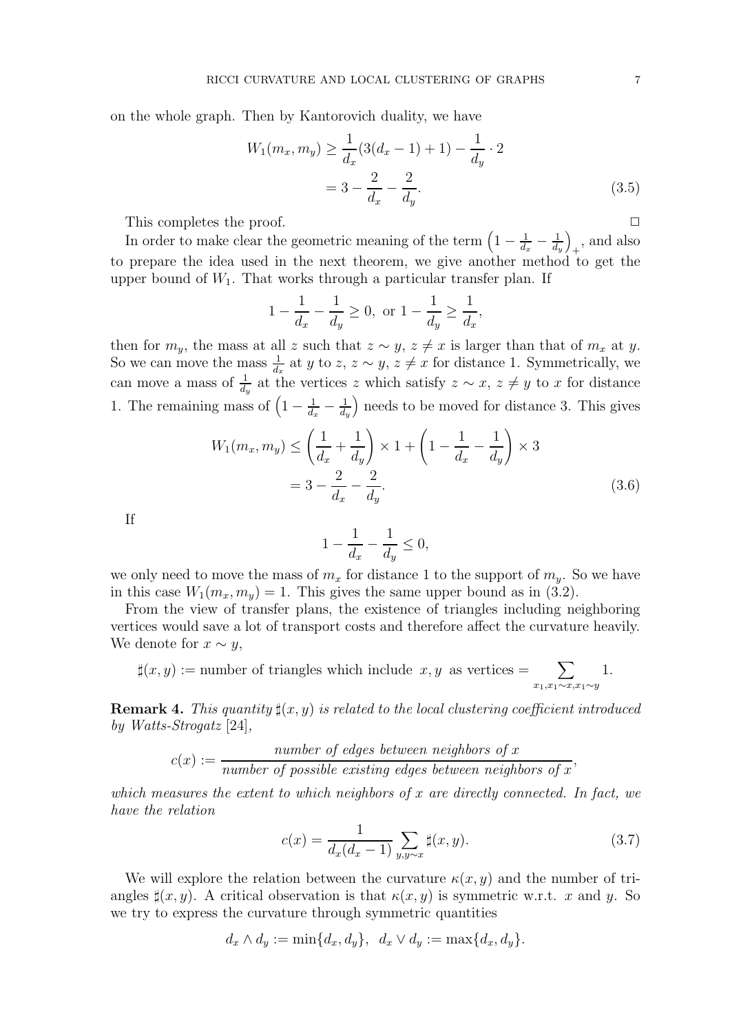on the whole graph. Then by Kantorovich duality, we have

$$
\begin{aligned}
W_1(m_x, m_y) &\geq \frac{1}{d_x}(3(d_x - 1) + 1) - \frac{1}{d_y} \cdot 2 \\
&= 3 - \frac{2}{d_x} - \frac{2}{d_y}.
\end{aligned} \tag{3.5}
$$

This completes the proof. $\square$

In order to make clear the geometric meaning of the term $\left(1 - \frac{1}{d_x} - \frac{1}{d_y}\right)_+$, and also to prepare the idea used in the next theorem, we give another method to get the upper bound of $W_1$. That works through a particular transfer plan. If

$$
1 - \frac{1}{d_x} - \frac{1}{d_y} \geq 0, \text{ or } 1 - \frac{1}{d_y} \geq \frac{1}{d_x},
$$

then for $m_y$, the mass at all $z$ such that $z \sim y$, $z \neq x$ is larger than that of $m_x$ at $y$. So we can move the mass $\frac{1}{d_x}$ at $y$ to $z$, $z \sim y$, $z \neq x$ for distance 1. Symmetrically, we can move a mass of $\frac{1}{d_y}$ at the vertices $z$ which satisfy $z \sim x$, $z \neq y$ to $x$ for distance 1. The remaining mass of $\left(1 - \frac{1}{d_x} - \frac{1}{d_y}\right)$ needs to be moved for distance 3. This gives

$$
\begin{aligned}
W_1(m_x, m_y) &\leq \left(\frac{1}{d_x} + \frac{1}{d_y}\right) \times 1 + \left(1 - \frac{1}{d_x} - \frac{1}{d_y}\right) \times 3 \\
&= 3 - \frac{2}{d_x} - \frac{2}{d_y}.
\end{aligned} \tag{3.6}
$$

If

$$
1 - \frac{1}{d_x} - \frac{1}{d_y} \leq 0,
$$

we only need to move the mass of $m_x$ for distance 1 to the support of $m_y$. So we have in this case $W_1(m_x, m_y) = 1$. This gives the same upper bound as in (3.2).

From the view of transfer plans, the existence of triangles including neighboring vertices would save a lot of transport costs and therefore affect the curvature heavily. We denote for $x \sim y$,

$$
\sharp(x, y) := \text{number of triangles which include } x, y \text{ as vertices} = \sum_{x_1, x_1 \sim x, x_1 \sim y} 1.
$$

**Remark 4.** *This quantity $\sharp(x, y)$ is related to the local clustering coefficient introduced by Watts-Strogatz* [24],

$$
c(x) := \frac{\textit{number of edges between neighbors of } x}{\textit{number of possible existing edges between neighbors of } x},
$$

*which measures the extent to which neighbors of $x$ are directly connected. In fact, we have the relation*

$$
c(x) = \frac{1}{d_x(d_x - 1)} \sum_{y, y \sim x} \sharp(x, y). \tag{3.7}
$$

We will explore the relation between the curvature $\kappa(x, y)$ and the number of triangles $\sharp(x, y)$. A critical observation is that $\kappa(x, y)$ is symmetric w.r.t. $x$ and $y$. So we try to express the curvature through symmetric quantities

$$
d_x \wedge d_y := \min\{d_x, d_y\}, \;\; d_x \vee d_y := \max\{d_x, d_y\}.
$$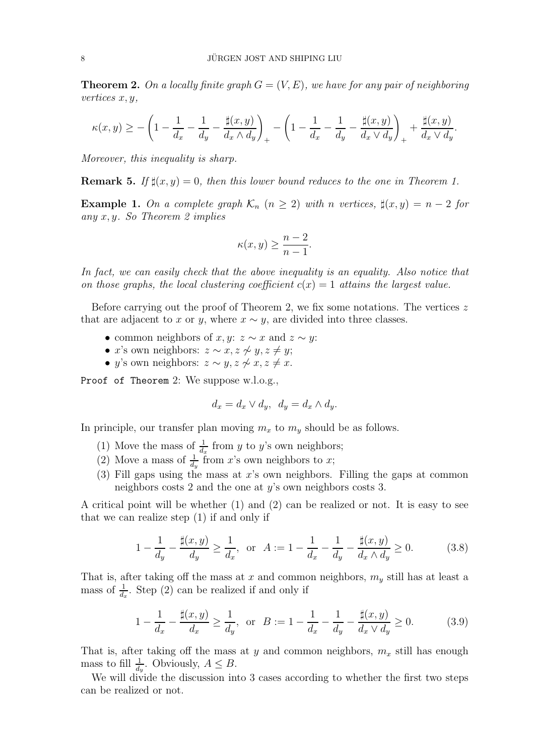**Theorem 2.** *On a locally finite graph $G = (V, E)$, we have for any pair of neighboring vertices $x, y$,*

$$\kappa(x,y) \geq -\left(1 - \frac{1}{d_x} - \frac{1}{d_y} - \frac{\sharp(x,y)}{d_x \wedge d_y}\right)_+ - \left(1 - \frac{1}{d_x} - \frac{1}{d_y} - \frac{\sharp(x,y)}{d_x \vee d_y}\right)_+ + \frac{\sharp(x,y)}{d_x \vee d_y}.$$

*Moreover, this inequality is sharp.*

**Remark 5.** *If $\sharp(x,y) = 0$, then this lower bound reduces to the one in Theorem 1.*

**Example 1.** *On a complete graph $\mathcal{K}_n$ ($n \geq 2$) with $n$ vertices, $\sharp(x,y) = n-2$ for any $x, y$. So Theorem 2 implies*

$$\kappa(x,y) \geq \frac{n-2}{n-1}.$$

*In fact, we can easily check that the above inequality is an equality. Also notice that on those graphs, the local clustering coefficient $c(x) = 1$ attains the largest value.*

Before carrying out the proof of Theorem 2, we fix some notations. The vertices $z$ that are adjacent to $x$ or $y$, where $x \sim y$, are divided into three classes.

- common neighbors of $x, y$: $z \sim x$ and $z \sim y$:
- $x$'s own neighbors: $z \sim x, z \not\sim y, z \neq y$;
- $y$'s own neighbors: $z \sim y, z \not\sim x, z \neq x$.

`Proof of Theorem` 2: We suppose w.l.o.g.,

$$d_x = d_x \vee d_y, \;\; d_y = d_x \wedge d_y.$$

In principle, our transfer plan moving $m_x$ to $m_y$ should be as follows.

(1) Move the mass of $\frac{1}{d_x}$ from $y$ to $y$'s own neighbors;
(2) Move a mass of $\frac{1}{d_y}$ from $x$'s own neighbors to $x$;
(3) Fill gaps using the mass at $x$'s own neighbors. Filling the gaps at common neighbors costs 2 and the one at $y$'s own neighbors costs 3.

A critical point will be whether (1) and (2) can be realized or not. It is easy to see that we can realize step (1) if and only if

$$1 - \frac{1}{d_y} - \frac{\sharp(x,y)}{d_y} \geq \frac{1}{d_x}, \;\text{ or }\; A := 1 - \frac{1}{d_x} - \frac{1}{d_y} - \frac{\sharp(x,y)}{d_x \wedge d_y} \geq 0. \tag{3.8}$$

That is, after taking off the mass at $x$ and common neighbors, $m_y$ still has at least a mass of $\frac{1}{d_x}$. Step (2) can be realized if and only if

$$1 - \frac{1}{d_x} - \frac{\sharp(x,y)}{d_x} \geq \frac{1}{d_y}, \;\text{ or }\; B := 1 - \frac{1}{d_x} - \frac{1}{d_y} - \frac{\sharp(x,y)}{d_x \vee d_y} \geq 0. \tag{3.9}$$

That is, after taking off the mass at $y$ and common neighbors, $m_x$ still has enough mass to fill $\frac{1}{d_y}$. Obviously, $A \leq B$.

We will divide the discussion into 3 cases according to whether the first two steps can be realized or not.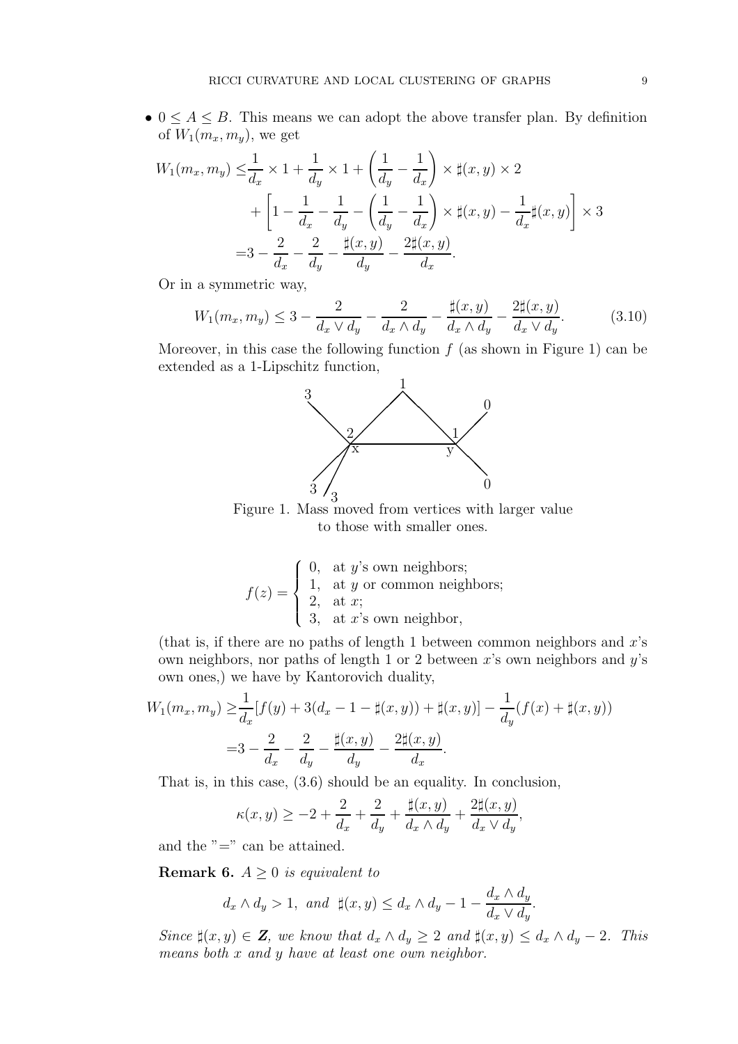- $0 \leq A \leq B$. This means we can adopt the above transfer plan. By definition of $W_1(m_x, m_y)$, we get

$$
\begin{aligned}
W_1(m_x, m_y) \leq & \frac{1}{d_x} \times 1 + \frac{1}{d_y} \times 1 + \left(\frac{1}{d_y} - \frac{1}{d_x}\right) \times \sharp(x,y) \times 2 \\
& + \left[1 - \frac{1}{d_x} - \frac{1}{d_y} - \left(\frac{1}{d_y} - \frac{1}{d_x}\right) \times \sharp(x,y) - \frac{1}{d_x}\sharp(x,y)\right] \times 3 \\
= & 3 - \frac{2}{d_x} - \frac{2}{d_y} - \frac{\sharp(x,y)}{d_y} - \frac{2\sharp(x,y)}{d_x}.
\end{aligned}
$$

Or in a symmetric way,

$$
W_1(m_x, m_y) \leq 3 - \frac{2}{d_x \vee d_y} - \frac{2}{d_x \wedge d_y} - \frac{\sharp(x,y)}{d_x \wedge d_y} - \frac{2\sharp(x,y)}{d_x \vee d_y}. \tag{3.10}
$$

Moreover, in this case the following function $f$ (as shown in Figure 1) can be extended as a 1-Lipschitz function,

Figure 1. Mass moved from vertices with larger value to those with smaller ones.

$$
f(z) = \begin{cases} 0, & \text{at } y\text{'s own neighbors;} \\ 1, & \text{at } y \text{ or common neighbors;} \\ 2, & \text{at } x; \\ 3, & \text{at } x\text{'s own neighbor,} \end{cases}
$$

(that is, if there are no paths of length 1 between common neighbors and $x$'s own neighbors, nor paths of length 1 or 2 between $x$'s own neighbors and $y$'s own ones,) we have by Kantorovich duality,

$$
\begin{aligned}
W_1(m_x, m_y) \geq & \frac{1}{d_x}[f(y) + 3(d_x - 1 - \sharp(x,y)) + \sharp(x,y)] - \frac{1}{d_y}(f(x) + \sharp(x,y)) \\
= & 3 - \frac{2}{d_x} - \frac{2}{d_y} - \frac{\sharp(x,y)}{d_y} - \frac{2\sharp(x,y)}{d_x}.
\end{aligned}
$$

That is, in this case, (3.6) should be an equality. In conclusion,

$$
\kappa(x,y) \geq -2 + \frac{2}{d_x} + \frac{2}{d_y} + \frac{\sharp(x,y)}{d_x \wedge d_y} + \frac{2\sharp(x,y)}{d_x \vee d_y},
$$

and the "=" can be attained.

**Remark 6.** *$A \geq 0$ is equivalent to*

$$
d_x \wedge d_y > 1, \text{ and } \sharp(x,y) \leq d_x \wedge d_y - 1 - \frac{d_x \wedge d_y}{d_x \vee d_y}.
$$

*Since $\sharp(x,y) \in \mathbf{Z}$, we know that $d_x \wedge d_y \geq 2$ and $\sharp(x,y) \leq d_x \wedge d_y - 2$. This means both $x$ and $y$ have at least one own neighbor.*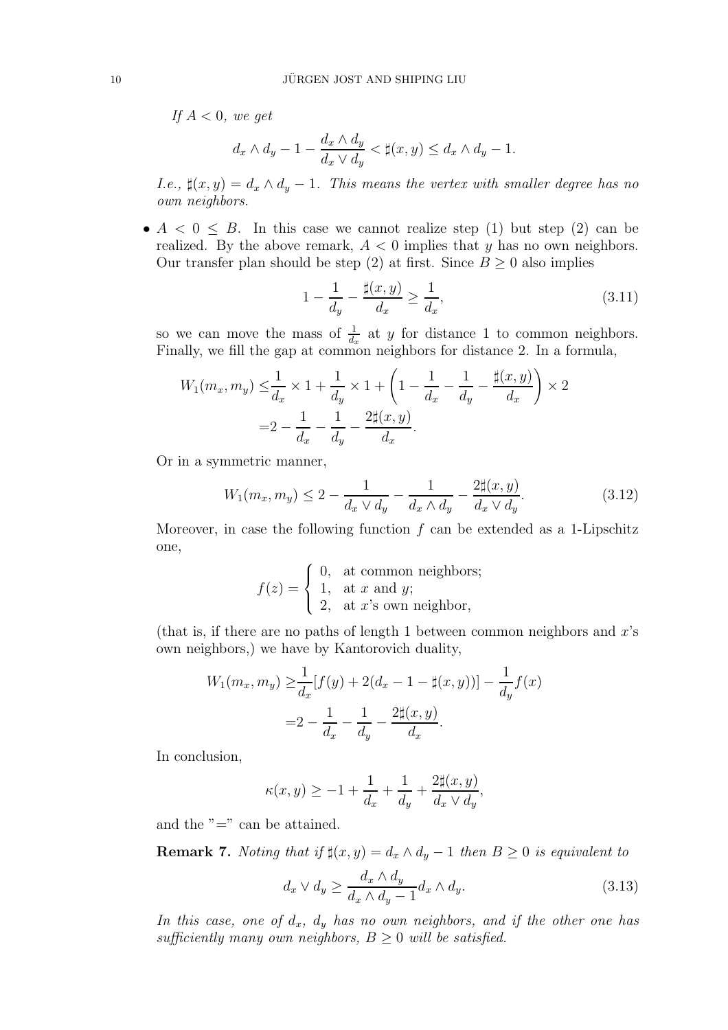*If $A < 0$, we get*

$$d_x \wedge d_y - 1 - \frac{d_x \wedge d_y}{d_x \vee d_y} < \sharp(x,y) \leq d_x \wedge d_y - 1.$$

*I.e., $\sharp(x,y) = d_x \wedge d_y - 1$. This means the vertex with smaller degree has no own neighbors.*

- $A < 0 \leq B$. In this case we cannot realize step (1) but step (2) can be realized. By the above remark, $A < 0$ implies that $y$ has no own neighbors. Our transfer plan should be step (2) at first. Since $B \geq 0$ also implies

$$1 - \frac{1}{d_y} - \frac{\sharp(x,y)}{d_x} \geq \frac{1}{d_x}, \tag{3.11}$$

so we can move the mass of $\frac{1}{d_x}$ at $y$ for distance 1 to common neighbors. Finally, we fill the gap at common neighbors for distance 2. In a formula,

$$\begin{aligned} W_1(m_x, m_y) \leq & \frac{1}{d_x} \times 1 + \frac{1}{d_y} \times 1 + \left(1 - \frac{1}{d_x} - \frac{1}{d_y} - \frac{\sharp(x,y)}{d_x}\right) \times 2 \\ = & 2 - \frac{1}{d_x} - \frac{1}{d_y} - \frac{2\sharp(x,y)}{d_x}. \end{aligned}$$

Or in a symmetric manner,

$$W_1(m_x, m_y) \leq 2 - \frac{1}{d_x \vee d_y} - \frac{1}{d_x \wedge d_y} - \frac{2\sharp(x,y)}{d_x \vee d_y}. \tag{3.12}$$

Moreover, in case the following function $f$ can be extended as a 1-Lipschitz one,

$$f(z) = \begin{cases} 0, & \text{at common neighbors;} \\ 1, & \text{at } x \text{ and } y; \\ 2, & \text{at } x\text{'s own neighbor,} \end{cases}$$

(that is, if there are no paths of length 1 between common neighbors and $x$'s own neighbors,) we have by Kantorovich duality,

$$\begin{aligned} W_1(m_x, m_y) \geq & \frac{1}{d_x}[f(y) + 2(d_x - 1 - \sharp(x,y))] - \frac{1}{d_y} f(x) \\ = & 2 - \frac{1}{d_x} - \frac{1}{d_y} - \frac{2\sharp(x,y)}{d_x}. \end{aligned}$$

In conclusion,

$$\kappa(x,y) \geq -1 + \frac{1}{d_x} + \frac{1}{d_y} + \frac{2\sharp(x,y)}{d_x \vee d_y},$$

and the "=" can be attained.

**Remark 7.** *Noting that if $\sharp(x,y) = d_x \wedge d_y - 1$ then $B \geq 0$ is equivalent to*

$$d_x \vee d_y \geq \frac{d_x \wedge d_y}{d_x \wedge d_y - 1} d_x \wedge d_y. \tag{3.13}$$

*In this case, one of $d_x$, $d_y$ has no own neighbors, and if the other one has sufficiently many own neighbors, $B \geq 0$ will be satisfied.*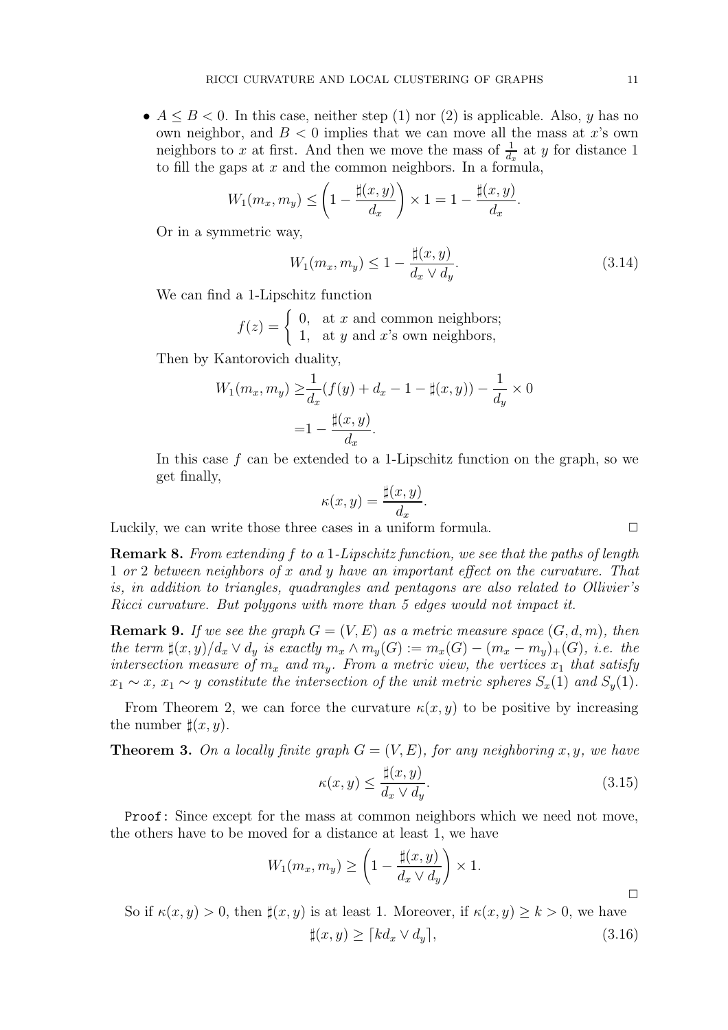- $A \leq B < 0$. In this case, neither step (1) nor (2) is applicable. Also, $y$ has no own neighbor, and $B < 0$ implies that we can move all the mass at $x$'s own neighbors to $x$ at first. And then we move the mass of $\frac{1}{d_x}$ at $y$ for distance 1 to fill the gaps at $x$ and the common neighbors. In a formula,

$$W_1(m_x, m_y) \leq \left(1 - \frac{\sharp(x,y)}{d_x}\right) \times 1 = 1 - \frac{\sharp(x,y)}{d_x}.$$

Or in a symmetric way,

$$W_1(m_x, m_y) \leq 1 - \frac{\sharp(x,y)}{d_x \vee d_y}. \tag{3.14}$$

We can find a 1-Lipschitz function

$$f(z) = \begin{cases} 0, & \text{at } x \text{ and common neighbors;} \\ 1, & \text{at } y \text{ and } x\text{'s own neighbors,} \end{cases}$$

Then by Kantorovich duality,

$$\begin{aligned} W_1(m_x, m_y) \geq & \frac{1}{d_x}(f(y) + d_x - 1 - \sharp(x,y)) - \frac{1}{d_y} \times 0 \\ = & 1 - \frac{\sharp(x,y)}{d_x}. \end{aligned}$$

In this case $f$ can be extended to a 1-Lipschitz function on the graph, so we get finally,

$$\kappa(x,y) = \frac{\sharp(x,y)}{d_x}.$$

Luckily, we can write those three cases in a uniform formula. □

**Remark 8.** *From extending $f$ to a 1-Lipschitz function, we see that the paths of length 1 or 2 between neighbors of $x$ and $y$ have an important effect on the curvature. That is, in addition to triangles, quadrangles and pentagons are also related to Ollivier's Ricci curvature. But polygons with more than 5 edges would not impact it.*

**Remark 9.** *If we see the graph $G = (V, E)$ as a metric measure space $(G, d, m)$, then the term $\sharp(x,y)/d_x \vee d_y$ is exactly $m_x \wedge m_y(G) := m_x(G) - (m_x - m_y)_+(G)$, i.e. the intersection measure of $m_x$ and $m_y$. From a metric view, the vertices $x_1$ that satisfy $x_1 \sim x$, $x_1 \sim y$ constitute the intersection of the unit metric spheres $S_x(1)$ and $S_y(1)$.*

From Theorem 2, we can force the curvature $\kappa(x,y)$ to be positive by increasing the number $\sharp(x,y)$.

**Theorem 3.** *On a locally finite graph $G = (V, E)$, for any neighboring $x, y$, we have*

$$\kappa(x,y) \leq \frac{\sharp(x,y)}{d_x \vee d_y}. \tag{3.15}$$

Proof: Since except for the mass at common neighbors which we need not move, the others have to be moved for a distance at least 1, we have

$$W_1(m_x, m_y) \geq \left(1 - \frac{\sharp(x,y)}{d_x \vee d_y}\right) \times 1.$$

□

So if $\kappa(x,y) > 0$, then $\sharp(x,y)$ is at least 1. Moreover, if $\kappa(x,y) \geq k > 0$, we have

$$\sharp(x,y) \geq \lceil k d_x \vee d_y \rceil, \tag{3.16}$$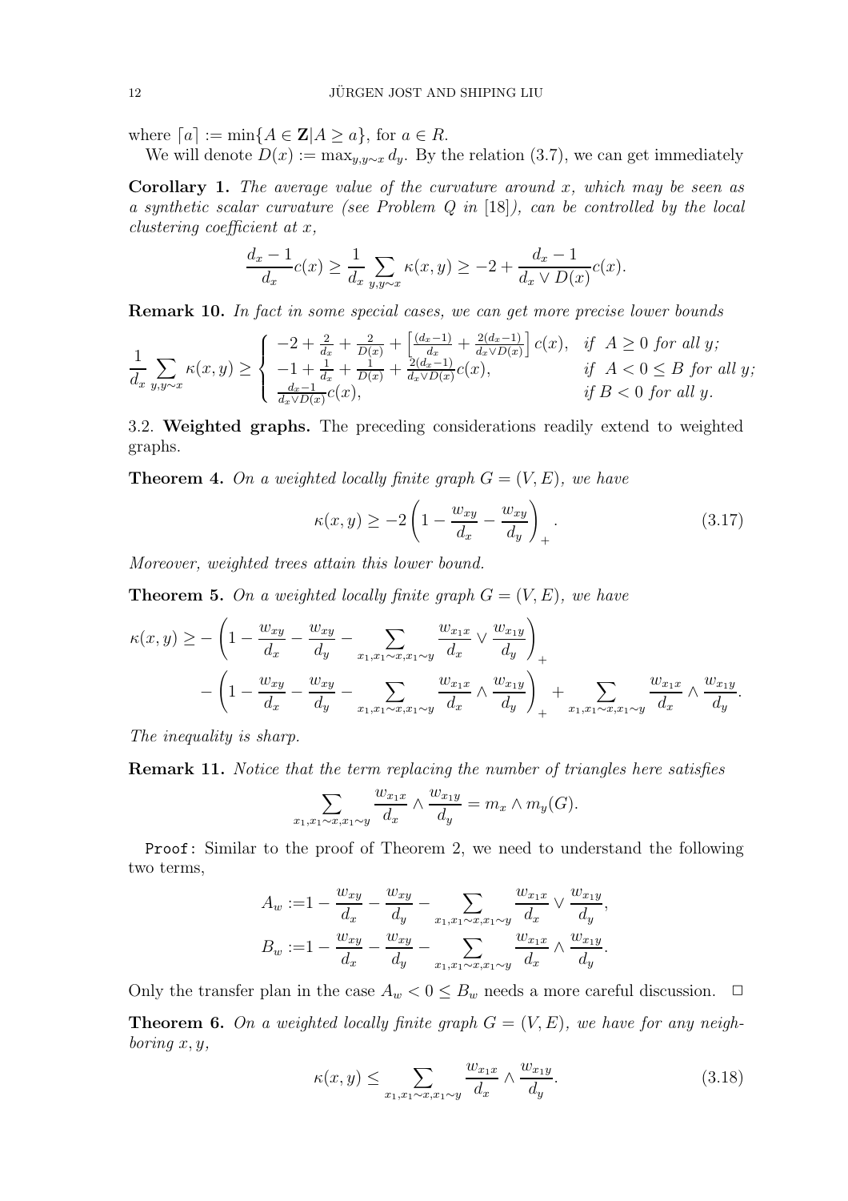where $\lceil a \rceil := \min\{A \in \mathbf{Z} | A \geq a\}$, for $a \in R$.

We will denote $D(x) := \max_{y, y\sim x} d_y$. By the relation (3.7), we can get immediately

**Corollary 1.** *The average value of the curvature around $x$, which may be seen as a synthetic scalar curvature (see Problem Q in [18]), can be controlled by the local clustering coefficient at $x$,*

$$\frac{d_x - 1}{d_x} c(x) \geq \frac{1}{d_x} \sum_{y, y\sim x} \kappa(x, y) \geq -2 + \frac{d_x - 1}{d_x \vee D(x)} c(x).$$

**Remark 10.** *In fact in some special cases, we can get more precise lower bounds*

$$\frac{1}{d_x} \sum_{y, y\sim x} \kappa(x, y) \geq \begin{cases} -2 + \frac{2}{d_x} + \frac{2}{D(x)} + \left[\frac{(d_x - 1)}{d_x} + \frac{2(d_x - 1)}{d_x \vee D(x)}\right] c(x), & \textit{if } A \geq 0 \textit{ for all } y; \\ -1 + \frac{1}{d_x} + \frac{1}{D(x)} + \frac{2(d_x - 1)}{d_x \vee D(x)} c(x), & \textit{if } A < 0 \leq B \textit{ for all } y; \\ \frac{d_x - 1}{d_x \vee D(x)} c(x), & \textit{if } B < 0 \textit{ for all } y. \end{cases}$$

3.2. **Weighted graphs.** The preceding considerations readily extend to weighted graphs.

**Theorem 4.** *On a weighted locally finite graph $G = (V, E)$, we have*

$$\kappa(x, y) \geq -2\left(1 - \frac{w_{xy}}{d_x} - \frac{w_{xy}}{d_y}\right)_+ . \tag{3.17}$$

*Moreover, weighted trees attain this lower bound.*

**Theorem 5.** *On a weighted locally finite graph $G = (V, E)$, we have*

$$\begin{aligned}\kappa(x, y) \geq &-\left(1 - \frac{w_{xy}}{d_x} - \frac{w_{xy}}{d_y} - \sum_{x_1, x_1\sim x, x_1\sim y} \frac{w_{x_1 x}}{d_x} \vee \frac{w_{x_1 y}}{d_y}\right)_+ \\ &-\left(1 - \frac{w_{xy}}{d_x} - \frac{w_{xy}}{d_y} - \sum_{x_1, x_1\sim x, x_1\sim y} \frac{w_{x_1 x}}{d_x} \wedge \frac{w_{x_1 y}}{d_y}\right)_+ + \sum_{x_1, x_1\sim x, x_1\sim y} \frac{w_{x_1 x}}{d_x} \wedge \frac{w_{x_1 y}}{d_y}.\end{aligned}$$

*The inequality is sharp.*

**Remark 11.** *Notice that the term replacing the number of triangles here satisfies*

$$\sum_{x_1, x_1\sim x, x_1\sim y} \frac{w_{x_1 x}}{d_x} \wedge \frac{w_{x_1 y}}{d_y} = m_x \wedge m_y(G).$$

Proof: Similar to the proof of Theorem 2, we need to understand the following two terms,

$$\begin{aligned} A_w &:= 1 - \frac{w_{xy}}{d_x} - \frac{w_{xy}}{d_y} - \sum_{x_1, x_1\sim x, x_1\sim y} \frac{w_{x_1 x}}{d_x} \vee \frac{w_{x_1 y}}{d_y}, \\ B_w &:= 1 - \frac{w_{xy}}{d_x} - \frac{w_{xy}}{d_y} - \sum_{x_1, x_1\sim x, x_1\sim y} \frac{w_{x_1 x}}{d_x} \wedge \frac{w_{x_1 y}}{d_y}. \end{aligned}$$

Only the transfer plan in the case $A_w < 0 \leq B_w$ needs a more careful discussion. $\square$

**Theorem 6.** *On a weighted locally finite graph $G = (V, E)$, we have for any neighboring $x, y$,*

$$\kappa(x, y) \leq \sum_{x_1, x_1\sim x, x_1\sim y} \frac{w_{x_1 x}}{d_x} \wedge \frac{w_{x_1 y}}{d_y}. \tag{3.18}$$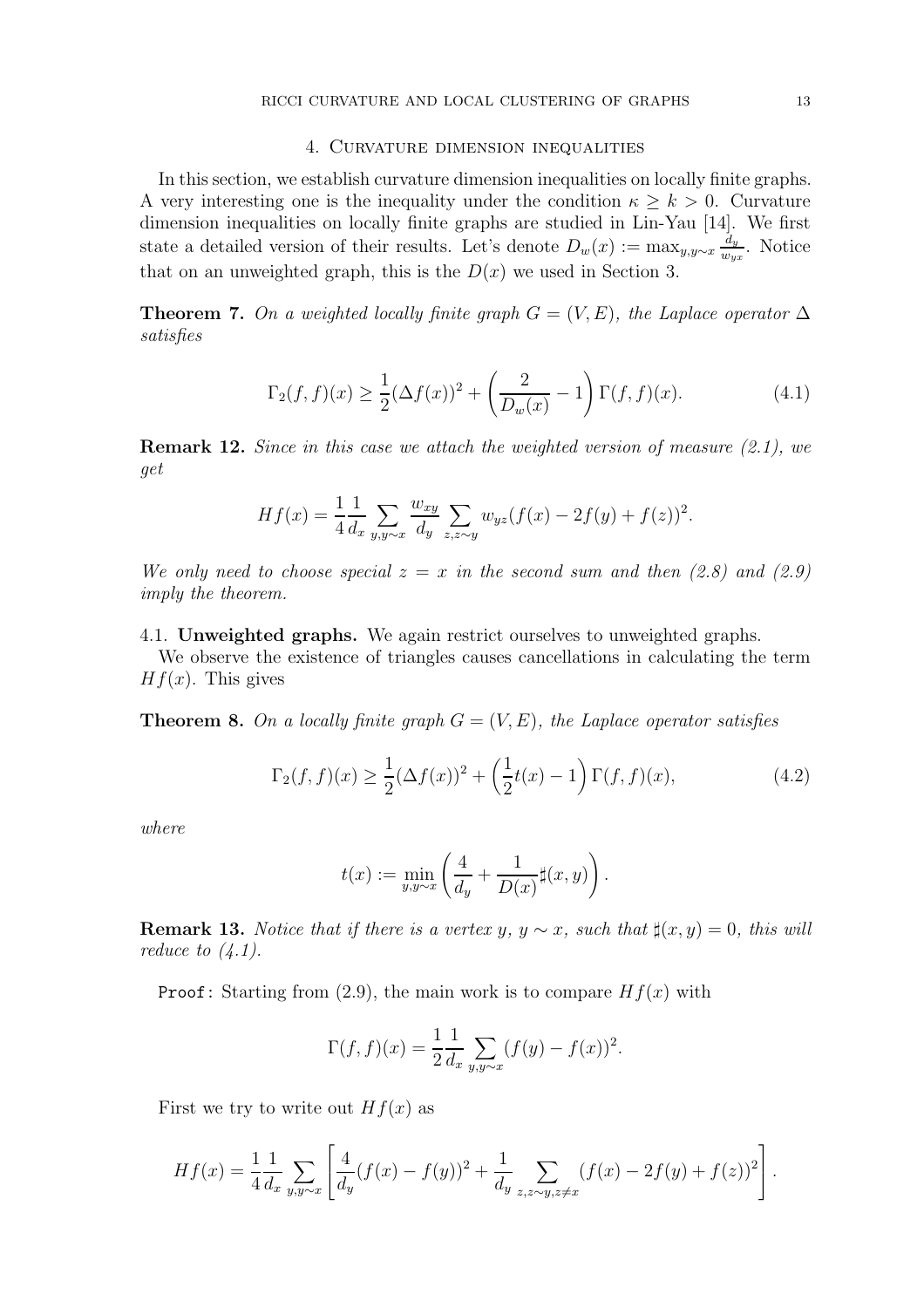## 4. Curvature dimension inequalities

In this section, we establish curvature dimension inequalities on locally finite graphs. A very interesting one is the inequality under the condition $\kappa \geq k > 0$. Curvature dimension inequalities on locally finite graphs are studied in Lin-Yau [14]. We first state a detailed version of their results. Let's denote $D_w(x) := \max_{y, y\sim x} \frac{d_y}{w_{yx}}$. Notice that on an unweighted graph, this is the $D(x)$ we used in Section 3.

**Theorem 7.** *On a weighted locally finite graph $G = (V, E)$, the Laplace operator $\Delta$ satisfies*

$$\Gamma_2(f, f)(x) \geq \frac{1}{2}(\Delta f(x))^2 + \left(\frac{2}{D_w(x)} - 1\right)\Gamma(f, f)(x). \tag{4.1}$$

**Remark 12.** *Since in this case we attach the weighted version of measure (2.1), we get*

$$Hf(x) = \frac{1}{4}\frac{1}{d_x}\sum_{y, y\sim x}\frac{w_{xy}}{d_y}\sum_{z, z\sim y} w_{yz}(f(x) - 2f(y) + f(z))^2.$$

*We only need to choose special $z = x$ in the second sum and then (2.8) and (2.9) imply the theorem.*

### 4.1. Unweighted graphs.

We again restrict ourselves to unweighted graphs.

We observe the existence of triangles causes cancellations in calculating the term $Hf(x)$. This gives

**Theorem 8.** *On a locally finite graph $G = (V, E)$, the Laplace operator satisfies*

$$\Gamma_2(f, f)(x) \geq \frac{1}{2}(\Delta f(x))^2 + \left(\frac{1}{2}t(x) - 1\right)\Gamma(f, f)(x), \tag{4.2}$$

*where*

$$t(x) := \min_{y, y\sim x}\left(\frac{4}{d_y} + \frac{1}{D(x)}\sharp(x, y)\right).$$

**Remark 13.** *Notice that if there is a vertex $y$, $y \sim x$, such that $\sharp(x, y) = 0$, this will reduce to (4.1).*

`Proof`: Starting from (2.9), the main work is to compare $Hf(x)$ with

$$\Gamma(f, f)(x) = \frac{1}{2}\frac{1}{d_x}\sum_{y, y\sim x}(f(y) - f(x))^2.$$

First we try to write out $Hf(x)$ as

$$Hf(x) = \frac{1}{4}\frac{1}{d_x}\sum_{y, y\sim x}\left[\frac{4}{d_y}(f(x) - f(y))^2 + \frac{1}{d_y}\sum_{z, z\sim y, z\neq x}(f(x) - 2f(y) + f(z))^2\right].$$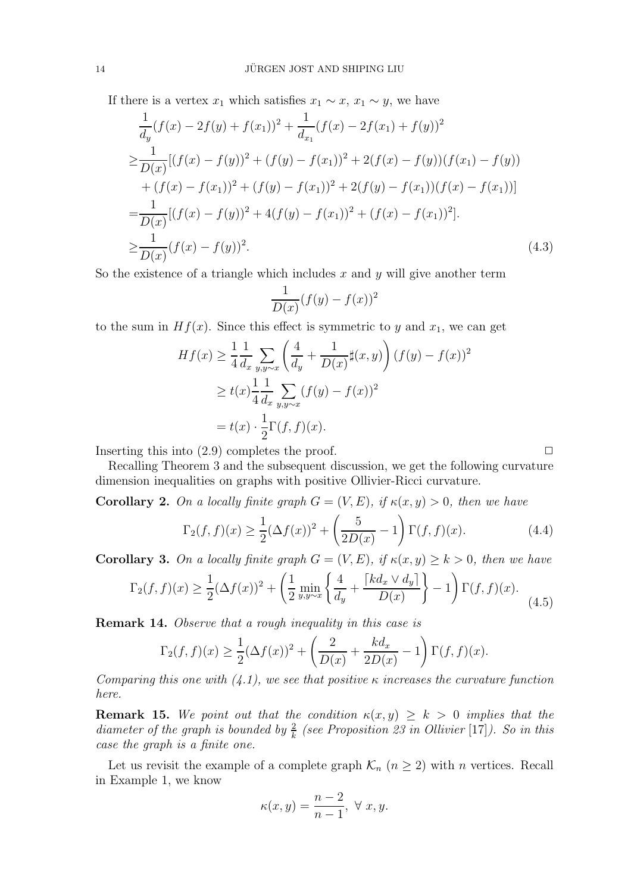If there is a vertex $x_1$ which satisfies $x_1 \sim x$, $x_1 \sim y$, we have

$$
\begin{aligned}
&\frac{1}{d_y}(f(x) - 2f(y) + f(x_1))^2 + \frac{1}{d_{x_1}}(f(x) - 2f(x_1) + f(y))^2 \\
\geq & \frac{1}{D(x)}[(f(x) - f(y))^2 + (f(y) - f(x_1))^2 + 2(f(x) - f(y))(f(x_1) - f(y)) \\
& + (f(x) - f(x_1))^2 + (f(y) - f(x_1))^2 + 2(f(y) - f(x_1))(f(x) - f(x_1))] \\
= & \frac{1}{D(x)}[(f(x) - f(y))^2 + 4(f(y) - f(x_1))^2 + (f(x) - f(x_1))^2]. \\
\geq & \frac{1}{D(x)}(f(x) - f(y))^2.
\end{aligned} \tag{4.3}
$$

So the existence of a triangle which includes $x$ and $y$ will give another term

$$
\frac{1}{D(x)}(f(y) - f(x))^2
$$

to the sum in $Hf(x)$. Since this effect is symmetric to $y$ and $x_1$, we can get

$$
\begin{aligned}
Hf(x) &\geq \frac{1}{4}\frac{1}{d_x}\sum_{y,y\sim x}\left(\frac{4}{d_y} + \frac{1}{D(x)}\sharp(x,y)\right)(f(y) - f(x))^2 \\
&\geq t(x)\frac{1}{4}\frac{1}{d_x}\sum_{y,y\sim x}(f(y) - f(x))^2 \\
&= t(x) \cdot \frac{1}{2}\Gamma(f,f)(x).
\end{aligned}
$$

Inserting this into (2.9) completes the proof. $\square$

Recalling Theorem 3 and the subsequent discussion, we get the following curvature dimension inequalities on graphs with positive Ollivier-Ricci curvature.

**Corollary 2.** *On a locally finite graph $G = (V, E)$, if $\kappa(x, y) > 0$, then we have*

$$
\Gamma_2(f, f)(x) \geq \frac{1}{2}(\Delta f(x))^2 + \left(\frac{5}{2D(x)} - 1\right)\Gamma(f, f)(x). \tag{4.4}
$$

**Corollary 3.** *On a locally finite graph $G = (V, E)$, if $\kappa(x, y) \geq k > 0$, then we have*

$$
\Gamma_2(f, f)(x) \geq \frac{1}{2}(\Delta f(x))^2 + \left(\frac{1}{2}\min_{y,y\sim x}\left\{\frac{4}{d_y} + \frac{\lceil kd_x \vee d_y\rceil}{D(x)}\right\} - 1\right)\Gamma(f, f)(x). \tag{4.5}
$$

**Remark 14.** *Observe that a rough inequality in this case is*

$$
\Gamma_2(f, f)(x) \geq \frac{1}{2}(\Delta f(x))^2 + \left(\frac{2}{D(x)} + \frac{kd_x}{2D(x)} - 1\right)\Gamma(f, f)(x).
$$

*Comparing this one with (4.1), we see that positive $\kappa$ increases the curvature function here.*

**Remark 15.** *We point out that the condition $\kappa(x, y) \geq k > 0$ implies that the diameter of the graph is bounded by $\frac{2}{k}$ (see Proposition 23 in Ollivier [17]). So in this case the graph is a finite one.*

Let us revisit the example of a complete graph $\mathcal{K}_n$ $(n \geq 2)$ with $n$ vertices. Recall in Example 1, we know

$$
\kappa(x, y) = \frac{n-2}{n-1}, \ \forall\ x, y.
$$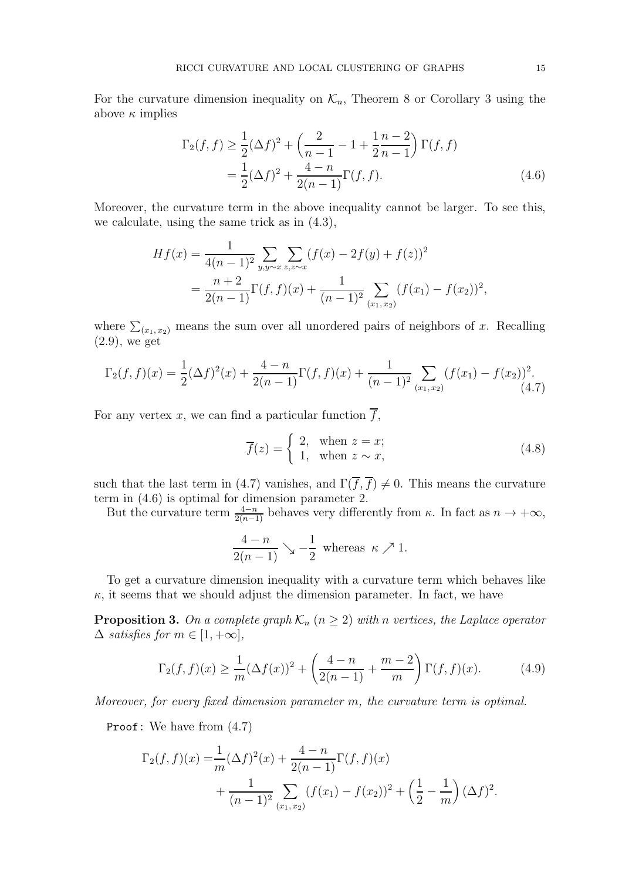For the curvature dimension inequality on $\mathcal{K}_n$, Theorem 8 or Corollary 3 using the above $\kappa$ implies

$$
\begin{aligned}
\Gamma_2(f,f) &\geq \frac{1}{2}(\Delta f)^2 + \left(\frac{2}{n-1} - 1 + \frac{1}{2}\frac{n-2}{n-1}\right)\Gamma(f,f) \\
&= \frac{1}{2}(\Delta f)^2 + \frac{4-n}{2(n-1)}\Gamma(f,f).
\end{aligned} \tag{4.6}
$$

Moreover, the curvature term in the above inequality cannot be larger. To see this, we calculate, using the same trick as in (4.3),

$$
\begin{aligned}
Hf(x) &= \frac{1}{4(n-1)^2}\sum_{y,y\sim x}\sum_{z,z\sim x}(f(x)-2f(y)+f(z))^2 \\
&= \frac{n+2}{2(n-1)}\Gamma(f,f)(x) + \frac{1}{(n-1)^2}\sum_{(x_1,x_2)}(f(x_1)-f(x_2))^2,
\end{aligned}
$$

where $\sum_{(x_1,x_2)}$ means the sum over all unordered pairs of neighbors of $x$. Recalling (2.9), we get

$$
\Gamma_2(f,f)(x) = \frac{1}{2}(\Delta f)^2(x) + \frac{4-n}{2(n-1)}\Gamma(f,f)(x) + \frac{1}{(n-1)^2}\sum_{(x_1,x_2)}(f(x_1)-f(x_2))^2. \tag{4.7}
$$

For any vertex $x$, we can find a particular function $\overline{f}$,

$$
\overline{f}(z) = \begin{cases} 2, & \text{when } z = x; \\ 1, & \text{when } z \sim x, \end{cases} \tag{4.8}
$$

such that the last term in (4.7) vanishes, and $\Gamma(\overline{f},\overline{f}) \neq 0$. This means the curvature term in (4.6) is optimal for dimension parameter 2.

But the curvature term $\frac{4-n}{2(n-1)}$ behaves very differently from $\kappa$. In fact as $n \to +\infty$,

$$
\frac{4-n}{2(n-1)} \searrow -\frac{1}{2} \text{ whereas } \kappa \nearrow 1.
$$

To get a curvature dimension inequality with a curvature term which behaves like $\kappa$, it seems that we should adjust the dimension parameter. In fact, we have

**Proposition 3.** *On a complete graph $\mathcal{K}_n$ ($n \geq 2$) with $n$ vertices, the Laplace operator $\Delta$ satisfies for $m \in [1, +\infty]$,*

$$
\Gamma_2(f,f)(x) \geq \frac{1}{m}(\Delta f(x))^2 + \left(\frac{4-n}{2(n-1)} + \frac{m-2}{m}\right)\Gamma(f,f)(x). \tag{4.9}
$$

*Moreover, for every fixed dimension parameter $m$, the curvature term is optimal.*

Proof: We have from (4.7)

$$
\begin{aligned}
\Gamma_2(f,f)(x) =& \frac{1}{m}(\Delta f)^2(x) + \frac{4-n}{2(n-1)}\Gamma(f,f)(x) \\
&+ \frac{1}{(n-1)^2}\sum_{(x_1,x_2)}(f(x_1)-f(x_2))^2 + \left(\frac{1}{2}-\frac{1}{m}\right)(\Delta f)^2.
\end{aligned}
$$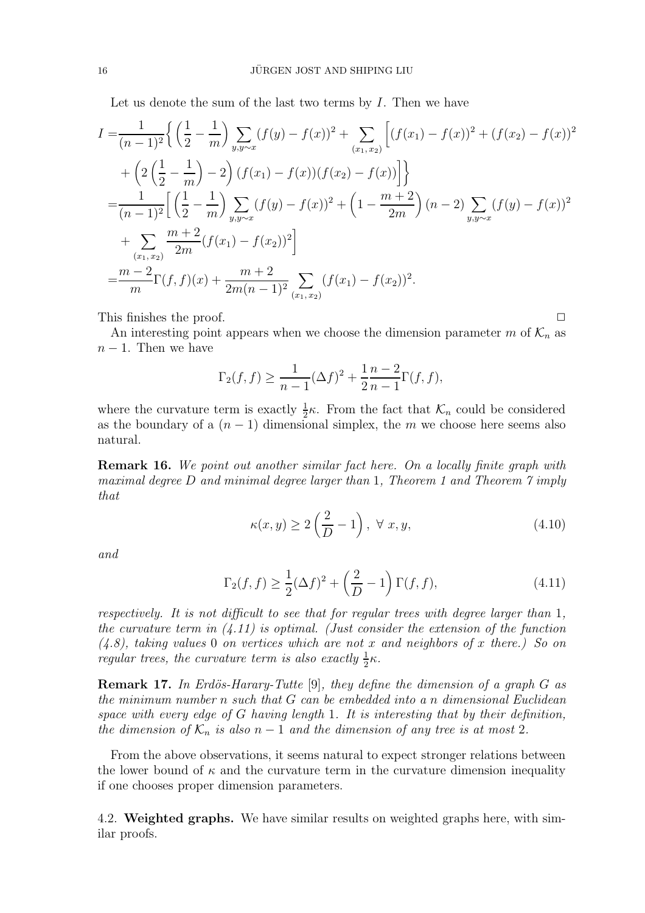Let us denote the sum of the last two terms by $I$. Then we have

$$
\begin{aligned}
I =& \frac{1}{(n-1)^2}\Big\{ \left(\frac{1}{2}-\frac{1}{m}\right)\sum_{y,y\sim x}(f(y)-f(x))^2 + \sum_{(x_1,x_2)}\Big[(f(x_1)-f(x))^2+(f(x_2)-f(x))^2 \\
&+\left(2\left(\frac{1}{2}-\frac{1}{m}\right)-2\right)(f(x_1)-f(x))(f(x_2)-f(x))\Big]\Big\} \\
=& \frac{1}{(n-1)^2}\Big[ \left(\frac{1}{2}-\frac{1}{m}\right)\sum_{y,y\sim x}(f(y)-f(x))^2 + \left(1-\frac{m+2}{2m}\right)(n-2)\sum_{y,y\sim x}(f(y)-f(x))^2 \\
&+\sum_{(x_1,x_2)}\frac{m+2}{2m}(f(x_1)-f(x_2))^2\Big] \\
=& \frac{m-2}{m}\Gamma(f,f)(x)+\frac{m+2}{2m(n-1)^2}\sum_{(x_1,x_2)}(f(x_1)-f(x_2))^2.
\end{aligned}
$$

This finishes the proof. $\square$

An interesting point appears when we choose the dimension parameter $m$ of $\mathcal{K}_n$ as $n-1$. Then we have

$$
\Gamma_2(f,f)\geq \frac{1}{n-1}(\Delta f)^2+\frac{1}{2}\frac{n-2}{n-1}\Gamma(f,f),
$$

where the curvature term is exactly $\frac{1}{2}\kappa$. From the fact that $\mathcal{K}_n$ could be considered as the boundary of a $(n-1)$ dimensional simplex, the $m$ we choose here seems also natural.

**Remark 16.** *We point out another similar fact here. On a locally finite graph with maximal degree $D$ and minimal degree larger than 1, Theorem 1 and Theorem 7 imply that*

$$
\kappa(x,y)\geq 2\left(\frac{2}{D}-1\right),\ \forall\ x,y, \tag{4.10}
$$

*and*

$$
\Gamma_2(f,f)\geq \frac{1}{2}(\Delta f)^2+\left(\frac{2}{D}-1\right)\Gamma(f,f), \tag{4.11}
$$

*respectively. It is not difficult to see that for regular trees with degree larger than 1, the curvature term in (4.11) is optimal. (Just consider the extension of the function (4.8), taking values 0 on vertices which are not $x$ and neighbors of $x$ there.) So on regular trees, the curvature term is also exactly $\frac{1}{2}\kappa$.*

**Remark 17.** *In Erdös-Harary-Tutte [9], they define the dimension of a graph $G$ as the minimum number $n$ such that $G$ can be embedded into a $n$ dimensional Euclidean space with every edge of $G$ having length 1. It is interesting that by their definition, the dimension of $\mathcal{K}_n$ is also $n-1$ and the dimension of any tree is at most 2.*

From the above observations, it seems natural to expect stronger relations between the lower bound of $\kappa$ and the curvature term in the curvature dimension inequality if one chooses proper dimension parameters.

4.2. **Weighted graphs.** We have similar results on weighted graphs here, with similar proofs.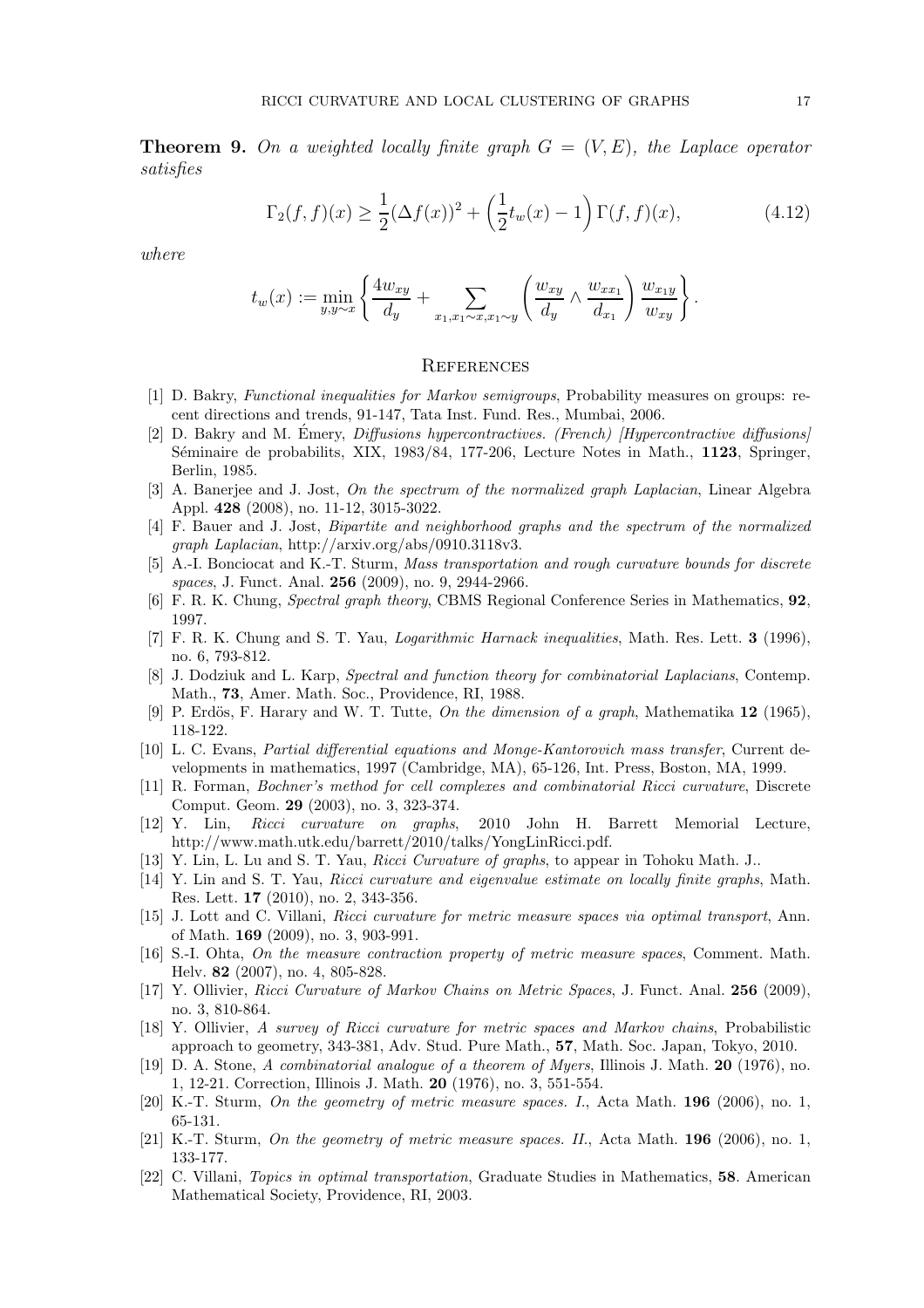**Theorem 9.** *On a weighted locally finite graph $G = (V, E)$, the Laplace operator satisfies*

$$\Gamma_2(f,f)(x) \geq \frac{1}{2}(\Delta f(x))^2 + \left(\frac{1}{2}t_w(x) - 1\right)\Gamma(f,f)(x), \tag{4.12}$$

*where*

$$t_w(x) := \min_{y, y \sim x} \left\{ \frac{4w_{xy}}{d_y} + \sum_{x_1, x_1 \sim x, x_1 \sim y} \left( \frac{w_{xy}}{d_y} \wedge \frac{w_{xx_1}}{d_{x_1}} \right) \frac{w_{x_1 y}}{w_{xy}} \right\}.$$

## References

[1] D. Bakry, *Functional inequalities for Markov semigroups*, Probability measures on groups: recent directions and trends, 91-147, Tata Inst. Fund. Res., Mumbai, 2006.

[2] D. Bakry and M. Émery, *Diffusions hypercontractives. (French) [Hypercontractive diffusions]* Séminaire de probabilits, XIX, 1983/84, 177-206, Lecture Notes in Math., **1123**, Springer, Berlin, 1985.

[3] A. Banerjee and J. Jost, *On the spectrum of the normalized graph Laplacian*, Linear Algebra Appl. **428** (2008), no. 11-12, 3015-3022.

[4] F. Bauer and J. Jost, *Bipartite and neighborhood graphs and the spectrum of the normalized graph Laplacian*, http://arxiv.org/abs/0910.3118v3.

[5] A.-I. Bonciocat and K.-T. Sturm, *Mass transportation and rough curvature bounds for discrete spaces*, J. Funct. Anal. **256** (2009), no. 9, 2944-2966.

[6] F. R. K. Chung, *Spectral graph theory*, CBMS Regional Conference Series in Mathematics, **92**, 1997.

[7] F. R. K. Chung and S. T. Yau, *Logarithmic Harnack inequalities*, Math. Res. Lett. **3** (1996), no. 6, 793-812.

[8] J. Dodziuk and L. Karp, *Spectral and function theory for combinatorial Laplacians*, Contemp. Math., **73**, Amer. Math. Soc., Providence, RI, 1988.

[9] P. Erdös, F. Harary and W. T. Tutte, *On the dimension of a graph*, Mathematika **12** (1965), 118-122.

[10] L. C. Evans, *Partial differential equations and Monge-Kantorovich mass transfer*, Current developments in mathematics, 1997 (Cambridge, MA), 65-126, Int. Press, Boston, MA, 1999.

[11] R. Forman, *Bochner's method for cell complexes and combinatorial Ricci curvature*, Discrete Comput. Geom. **29** (2003), no. 3, 323-374.

[12] Y. Lin, *Ricci curvature on graphs*, 2010 John H. Barrett Memorial Lecture, http://www.math.utk.edu/barrett/2010/talks/YongLinRicci.pdf.

[13] Y. Lin, L. Lu and S. T. Yau, *Ricci Curvature of graphs*, to appear in Tohoku Math. J..

[14] Y. Lin and S. T. Yau, *Ricci curvature and eigenvalue estimate on locally finite graphs*, Math. Res. Lett. **17** (2010), no. 2, 343-356.

[15] J. Lott and C. Villani, *Ricci curvature for metric measure spaces via optimal transport*, Ann. of Math. **169** (2009), no. 3, 903-991.

[16] S.-I. Ohta, *On the measure contraction property of metric measure spaces*, Comment. Math. Helv. **82** (2007), no. 4, 805-828.

[17] Y. Ollivier, *Ricci Curvature of Markov Chains on Metric Spaces*, J. Funct. Anal. **256** (2009), no. 3, 810-864.

[18] Y. Ollivier, *A survey of Ricci curvature for metric spaces and Markov chains*, Probabilistic approach to geometry, 343-381, Adv. Stud. Pure Math., **57**, Math. Soc. Japan, Tokyo, 2010.

[19] D. A. Stone, *A combinatorial analogue of a theorem of Myers*, Illinois J. Math. **20** (1976), no. 1, 12-21. Correction, Illinois J. Math. **20** (1976), no. 3, 551-554.

[20] K.-T. Sturm, *On the geometry of metric measure spaces. I.*, Acta Math. **196** (2006), no. 1, 65-131.

[21] K.-T. Sturm, *On the geometry of metric measure spaces. II.*, Acta Math. **196** (2006), no. 1, 133-177.

[22] C. Villani, *Topics in optimal transportation*, Graduate Studies in Mathematics, **58**. American Mathematical Society, Providence, RI, 2003.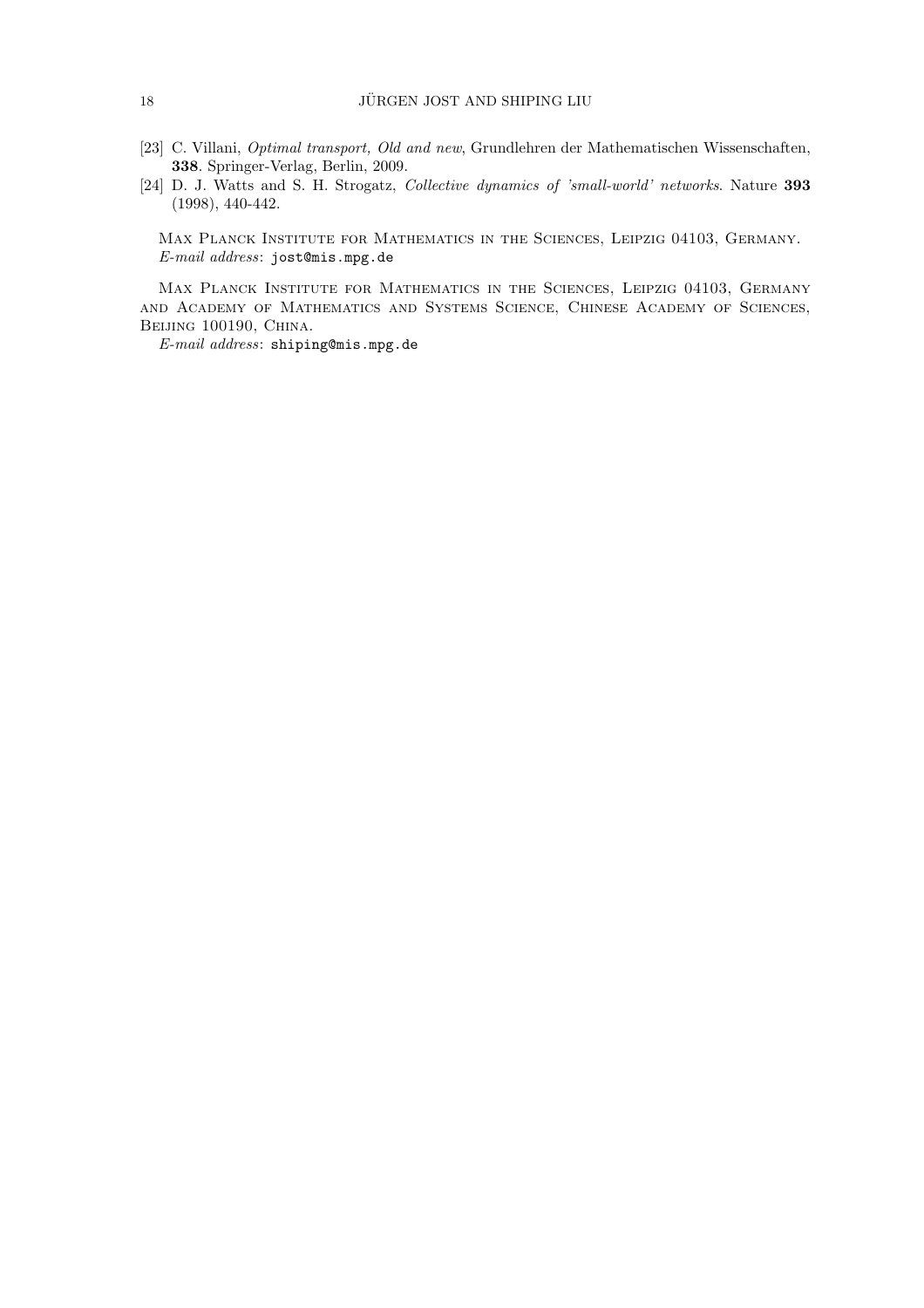[23] C. Villani, *Optimal transport, Old and new*, Grundlehren der Mathematischen Wissenschaften, **338**. Springer-Verlag, Berlin, 2009.

[24] D. J. Watts and S. H. Strogatz, *Collective dynamics of 'small-world' networks*. Nature **393** (1998), 440-442.

Max Planck Institute for Mathematics in the Sciences, Leipzig 04103, Germany.
*E-mail address*: jost@mis.mpg.de

Max Planck Institute for Mathematics in the Sciences, Leipzig 04103, Germany and Academy of Mathematics and Systems Science, Chinese Academy of Sciences, Beijing 100190, China.
*E-mail address*: shiping@mis.mpg.de